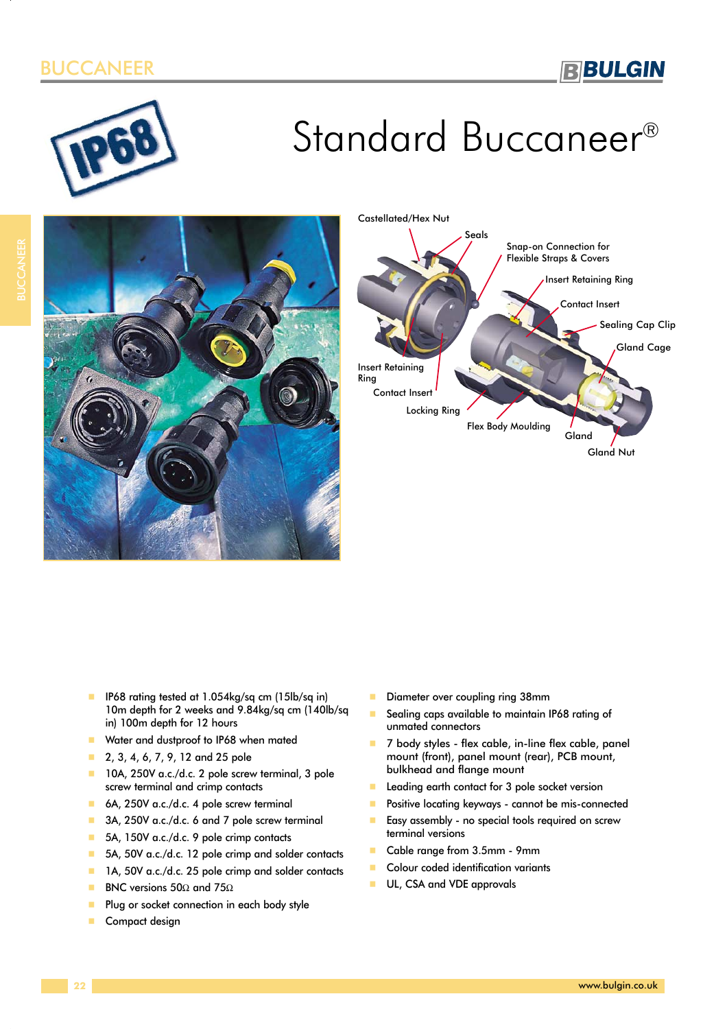# Standard Buccaneer®

Castellated/Hex Nut

Seals

Snap-on Connection for Flexible Straps & Covers

Insert Retaining Ring

Contact Insert

Sealing Cap Clip

Gland Cage

Insert Retaining Ring

Contact Insert

Locking Ring

Flex Body Moulding

Gland

Gland Nut

- IP68 rating tested at 1.054kg/sq cm (15lb/sq in) 10m depth for 2 weeks and 9.84kg/sq cm (140lb/sq in) 100m depth for 12 hours
- Water and dustproof to IP68 when mated
- 2, 3, 4, 6, 7, 9, 12 and 25 pole
- 10A, 250V a.c./d.c. 2 pole screw terminal, 3 pole screw terminal and crimp contacts
- 6A, 250V a.c./d.c. 4 pole screw terminal
- 3A, 250V a.c./d.c. 6 and 7 pole screw terminal
- 5A, 150V a.c./d.c. 9 pole crimp contacts
- 5A, 50V a.c./d.c. 12 pole crimp and solder contacts
- 1A, 50V a.c./d.c. 25 pole crimp and solder contacts
- BNC versions 50Ω and 75Ω
- Plug or socket connection in each body style
- Compact design
- Diameter over coupling ring 38mm
- Sealing caps available to maintain IP68 rating of unmated connectors
- 7 body styles - flex cable, in-line flex cable, panel mount (front), panel mount (rear), PCB mount, bulkhead and flange mount
- Leading earth contact for 3 pole socket version
- Positive locating keyways - cannot be mis-connected
- Easy assembly - no special tools required on screw terminal versions
- Cable range from 3.5mm - 9mm
- Colour coded identification variants
- UL, CSA and VDE approvals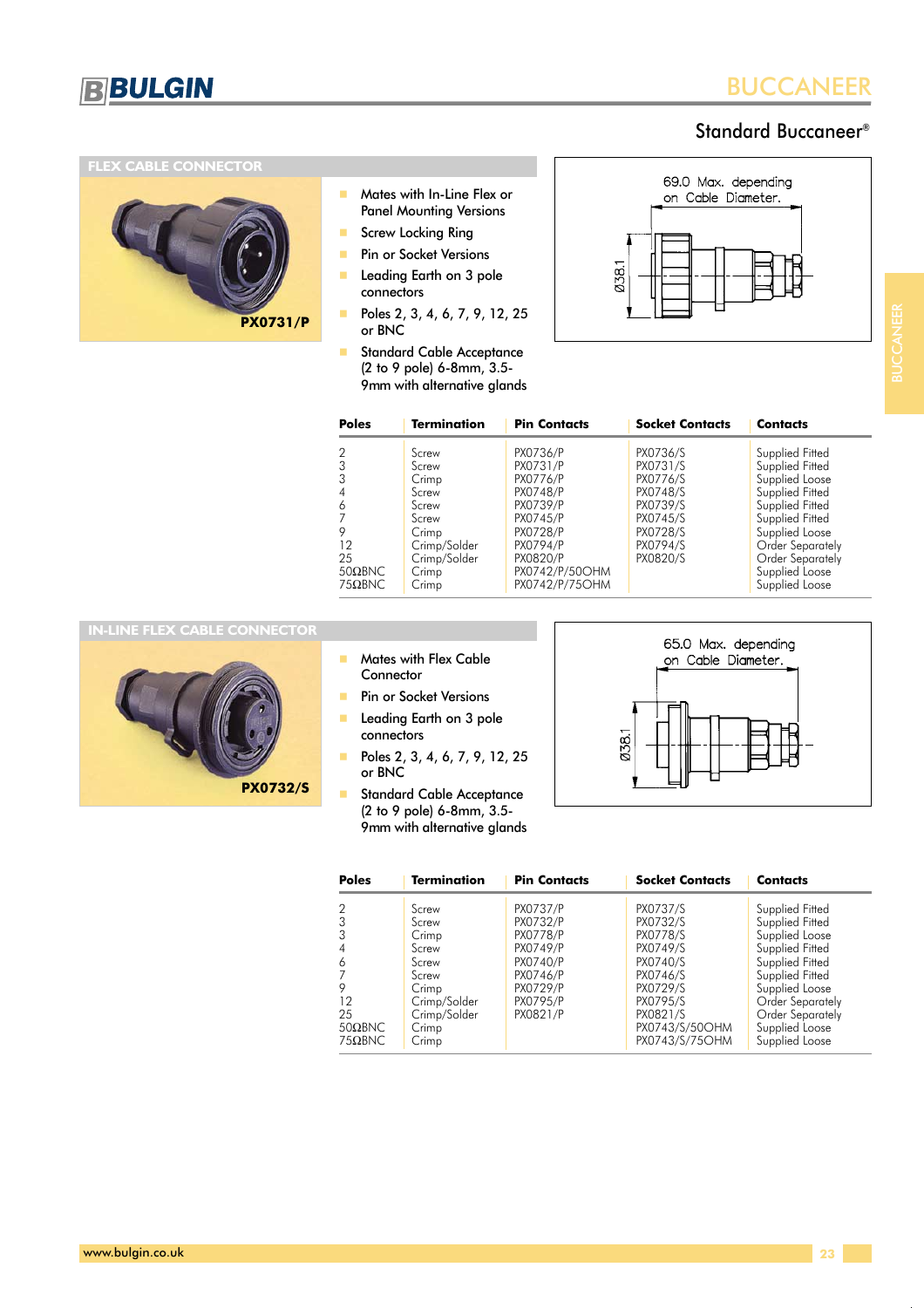## Standard Buccaneer®

### FLEX CABLE CONNECTOR

PX0731/P

- Mates with In-Line Flex or Panel Mounting Versions
- Screw Locking Ring
- Pin or Socket Versions
- Leading Earth on 3 pole connectors
- Poles 2, 3, 4, 6, 7, 9, 12, 25 or BNC
- Standard Cable Acceptance (2 to 9 pole) 6-8mm, 3.5-9mm with alternative glands

69.0 Max. depending on Cable Diameter.

Ø38.1

| Poles | Termination | Pin Contacts | Socket Contacts | Contacts |
|---|---|---|---|---|
| 2 | Screw | PX0736/P | PX0736/S | Supplied Fitted |
| 3 | Screw | PX0731/P | PX0731/S | Supplied Fitted |
| 3 | Crimp | PX0776/P | PX0776/S | Supplied Loose |
| 4 | Screw | PX0748/P | PX0748/S | Supplied Fitted |
| 6 | Screw | PX0739/P | PX0739/S | Supplied Fitted |
| 7 | Screw | PX0745/P | PX0745/S | Supplied Fitted |
| 9 | Crimp | PX0728/P | PX0728/S | Supplied Loose |
| 12 | Crimp/Solder | PX0794/P | PX0794/S | Order Separately |
| 25 | Crimp/Solder | PX0820/P | PX0820/S | Order Separately |
| 50ΩBNC | Crimp | PX0742/P/50OHM | | Supplied Loose |
| 75ΩBNC | Crimp | PX0742/P/75OHM | | Supplied Loose |

### IN-LINE FLEX CABLE CONNECTOR

PX0732/S

- Mates with Flex Cable Connector
- Pin or Socket Versions
- Leading Earth on 3 pole connectors
- Poles 2, 3, 4, 6, 7, 9, 12, 25 or BNC
- Standard Cable Acceptance (2 to 9 pole) 6-8mm, 3.5-9mm with alternative glands

65.0 Max. depending on Cable Diameter.

Ø38.1

| Poles | Termination | Pin Contacts | Socket Contacts | Contacts |
|---|---|---|---|---|
| 2 | Screw | PX0737/P | PX0737/S | Supplied Fitted |
| 3 | Screw | PX0732/P | PX0732/S | Supplied Fitted |
| 3 | Crimp | PX0778/P | PX0778/S | Supplied Loose |
| 4 | Screw | PX0749/P | PX0749/S | Supplied Fitted |
| 6 | Screw | PX0740/P | PX0740/S | Supplied Fitted |
| 7 | Screw | PX0746/P | PX0746/S | Supplied Fitted |
| 9 | Crimp | PX0729/P | PX0729/S | Supplied Loose |
| 12 | Crimp/Solder | PX0795/P | PX0795/S | Order Separately |
| 25 | Crimp/Solder | PX0821/P | PX0821/S | Order Separately |
| 50ΩBNC | Crimp | | PX0743/S/50OHM | Supplied Loose |
| 75ΩBNC | Crimp | | PX0743/S/75OHM | Supplied Loose |

www.bulgin.co.uk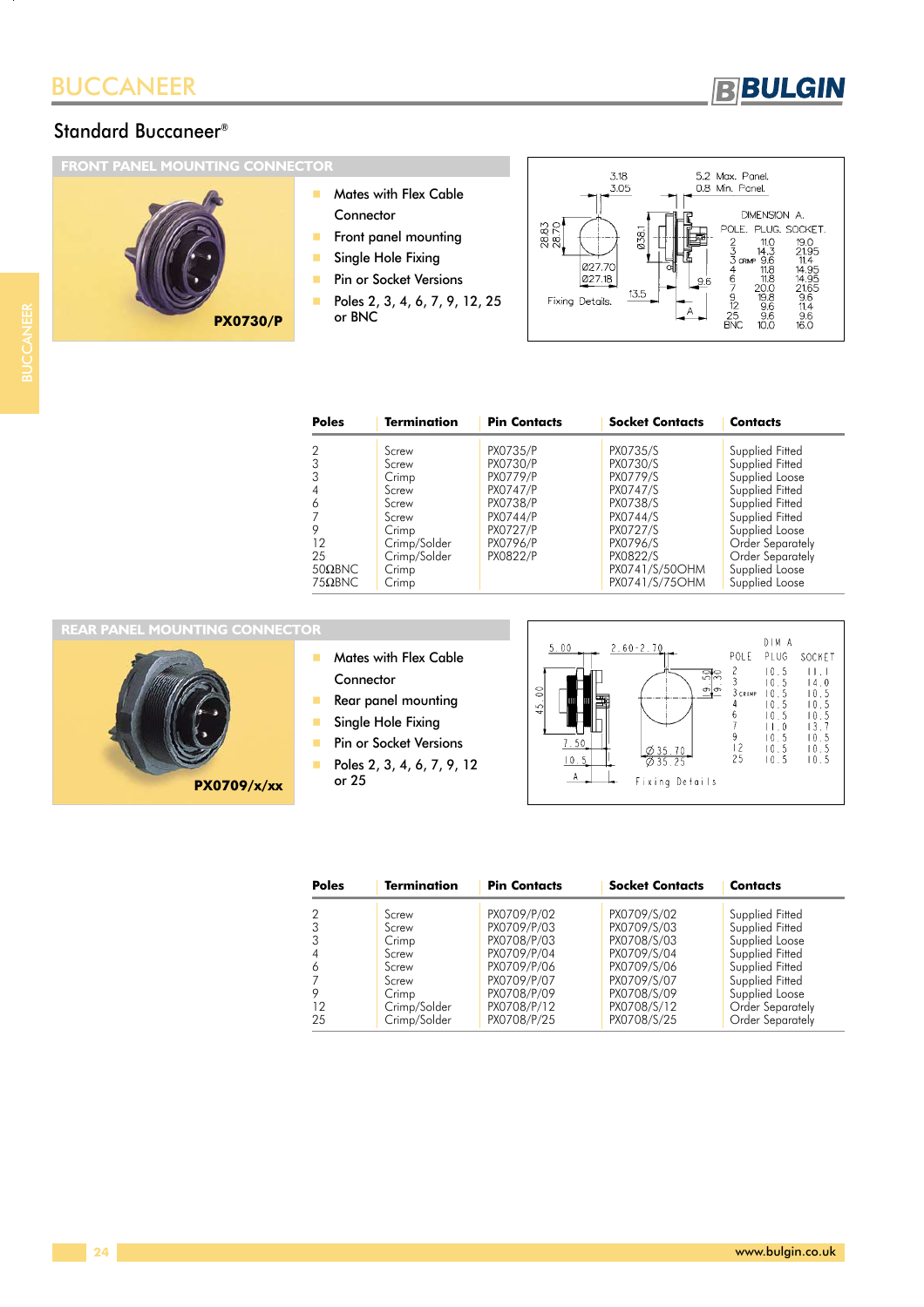# BUCCANEER

## Standard Buccaneer®

### FRONT PANEL MOUNTING CONNECTOR

PX0730/P

- Mates with Flex Cable Connector
- Front panel mounting
- Single Hole Fixing
- Pin or Socket Versions
- Poles 2, 3, 4, 6, 7, 9, 12, 25 or BNC

| POLE | PLUG | SOCKET |
|---|---|---|
| 2 | 11.0 | 19.0 |
| 3 | 14.3 | 21.95 |
| 3 CRIMP | 9.6 | 11.4 |
| 4 | 11.8 | 14.95 |
| 6 | 11.8 | 14.95 |
| 7 | 20.0 | 21.65 |
| 9 | 19.8 | 9.6 |
| 12 | 9.6 | 11.4 |
| 25 | 9.6 | 9.6 |
| BNC | 10.0 | 16.0 |

DIMENSION A. 3.18 / 3.05; 5.2 Max. Panel. 0.8 Min. Panel. 28.83 / 28.70; Ø38.1; Ø27.70 / Ø27.18; 13.5; 9.6; A. Fixing Details.

| Poles | Termination | Pin Contacts | Socket Contacts | Contacts |
|---|---|---|---|---|
| 2 | Screw | PX0735/P | PX0735/S | Supplied Fitted |
| 3 | Screw | PX0730/P | PX0730/S | Supplied Fitted |
| 3 | Crimp | PX0779/P | PX0779/S | Supplied Loose |
| 4 | Screw | PX0747/P | PX0747/S | Supplied Fitted |
| 6 | Screw | PX0738/P | PX0738/S | Supplied Fitted |
| 7 | Screw | PX0744/P | PX0744/S | Supplied Fitted |
| 9 | Crimp | PX0727/P | PX0727/S | Supplied Loose |
| 12 | Crimp/Solder | PX0796/P | PX0796/S | Order Separately |
| 25 | Crimp/Solder | PX0822/P | PX0822/S | Order Separately |
| 50ΩBNC | Crimp | | PX0741/S/50OHM | Supplied Loose |
| 75ΩBNC | Crimp | | PX0741/S/75OHM | Supplied Loose |

### REAR PANEL MOUNTING CONNECTOR

PX0709/x/xx

- Mates with Flex Cable Connector
- Rear panel mounting
- Single Hole Fixing
- Pin or Socket Versions
- Poles 2, 3, 4, 6, 7, 9, 12 or 25

| POLE | PLUG | SOCKET |
|---|---|---|
| 2 | 10.5 | 11.1 |
| 3 | 10.5 | 14.0 |
| 3 CRIMP | 10.5 | 10.5 |
| 4 | 10.5 | 10.5 |
| 6 | 10.5 | 10.5 |
| 7 | 11.0 | 13.7 |
| 9 | 10.5 | 10.5 |
| 12 | 10.5 | 10.5 |
| 25 | 10.5 | 10.5 |

DIM A. 5.00; 2.60-2.70; 45.00; 19.50 / 19.30; 7.50; 10.5; A; Ø35.70 / Ø35.25. Fixing Details.

| Poles | Termination | Pin Contacts | Socket Contacts | Contacts |
|---|---|---|---|---|
| 2 | Screw | PX0709/P/02 | PX0709/S/02 | Supplied Fitted |
| 3 | Screw | PX0709/P/03 | PX0709/S/03 | Supplied Fitted |
| 3 | Crimp | PX0708/P/03 | PX0708/S/03 | Supplied Loose |
| 4 | Screw | PX0709/P/04 | PX0709/S/04 | Supplied Fitted |
| 6 | Screw | PX0709/P/06 | PX0709/S/06 | Supplied Fitted |
| 7 | Screw | PX0709/P/07 | PX0709/S/07 | Supplied Fitted |
| 9 | Crimp | PX0708/P/09 | PX0708/S/09 | Supplied Loose |
| 12 | Crimp/Solder | PX0708/P/12 | PX0708/S/12 | Order Separately |
| 25 | Crimp/Solder | PX0708/P/25 | PX0708/S/25 | Order Separately |

www.bulgin.co.uk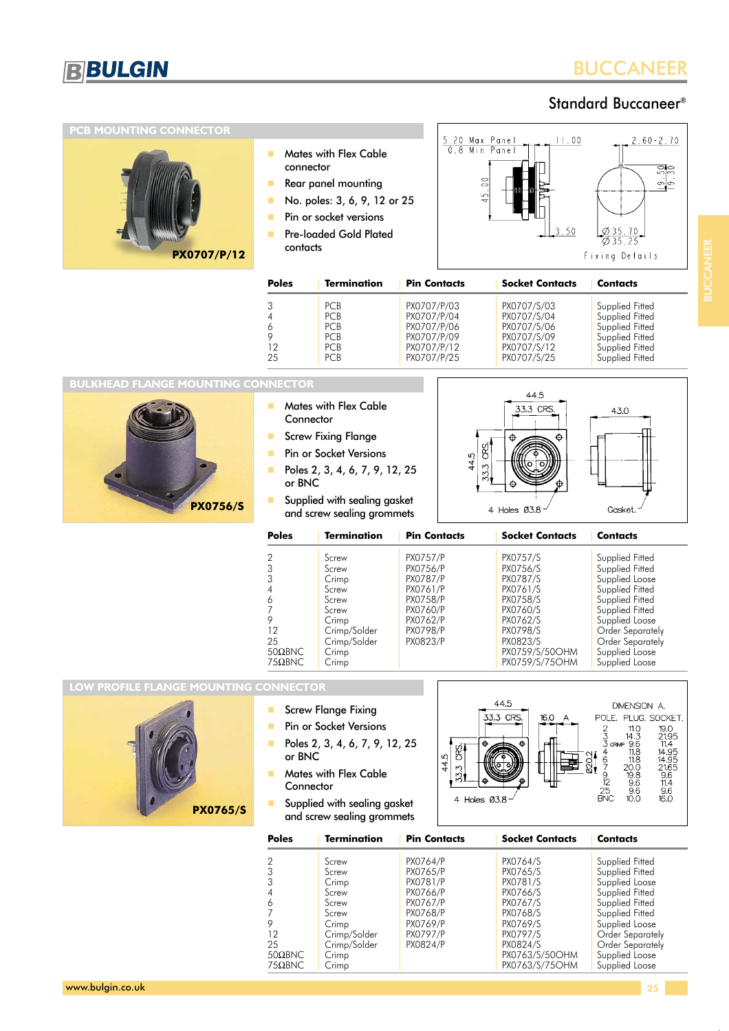# Standard Buccaneer®

## PCB MOUNTING CONNECTOR

PX0707/P/12

- Mates with Flex Cable connector
- Rear panel mounting
- No. poles: 3, 6, 9, 12 or 25
- Pin or socket versions
- Pre-loaded Gold Plated contacts

5.20 Max Panel
0.8 Min Panel
11.00
2.60-2.70
45.00
9.50
9.30
3.50
Ø35.70
Ø35.25
Fixing Details

| Poles | Termination | Pin Contacts | Socket Contacts | Contacts |
|---|---|---|---|---|
| 3 | PCB | PX0707/P/03 | PX0707/S/03 | Supplied Fitted |
| 4 | PCB | PX0707/P/04 | PX0707/S/04 | Supplied Fitted |
| 6 | PCB | PX0707/P/06 | PX0707/S/06 | Supplied Fitted |
| 9 | PCB | PX0707/P/09 | PX0707/S/09 | Supplied Fitted |
| 12 | PCB | PX0707/P/12 | PX0707/S/12 | Supplied Fitted |
| 25 | PCB | PX0707/P/25 | PX0707/S/25 | Supplied Fitted |

## BULKHEAD FLANGE MOUNTING CONNECTOR

PX0756/S

- Mates with Flex Cable Connector
- Screw Fixing Flange
- Pin or Socket Versions
- Poles 2, 3, 4, 6, 7, 9, 12, 25 or BNC
- Supplied with sealing gasket and screw sealing grommets

44.5
33.3 CRS.
43.0
44.5
33.3 CRS.
4 Holes Ø3.8
Gasket.

| Poles | Termination | Pin Contacts | Socket Contacts | Contacts |
|---|---|---|---|---|
| 2 | Screw | PX0757/P | PX0757/S | Supplied Fitted |
| 3 | Screw | PX0756/P | PX0756/S | Supplied Fitted |
| 3 | Crimp | PX0787/P | PX0787/S | Supplied Loose |
| 4 | Screw | PX0761/P | PX0761/S | Supplied Fitted |
| 6 | Screw | PX0758/P | PX0758/S | Supplied Fitted |
| 7 | Screw | PX0760/P | PX0760/S | Supplied Fitted |
| 9 | Crimp | PX0762/P | PX0762/S | Supplied Loose |
| 12 | Crimp/Solder | PX0798/P | PX0798/S | Order Separately |
| 25 | Crimp/Solder | PX0823/P | PX0823/S | Order Separately |
| 50ΩBNC | Crimp | | PX0759/S/50OHM | Supplied Loose |
| 75ΩBNC | Crimp | | PX0759/S/75OHM | Supplied Loose |

## LOW PROFILE FLANGE MOUNTING CONNECTOR

PX0765/S

- Screw Flange Fixing
- Pin or Socket Versions
- Poles 2, 3, 4, 6, 7, 9, 12, 25 or BNC
- Mates with Flex Cable Connector
- Supplied with sealing gasket and screw sealing grommets

44.5
33.3 CRS.
16.0 A
44.5
33.3 CRS.
Ø20.2
4 Holes Ø3.8

DIMENSION A.

| POLE. | PLUG. | SOCKET. |
|---|---|---|
| 2 | 11.0 | 19.0 |
| 3 | 14.3 | 21.95 |
| 3 CRIMP | 9.6 | 11.4 |
| 4 | 11.8 | 14.95 |
| 6 | 11.8 | 14.95 |
| 7 | 20.0 | 21.65 |
| 9 | 19.8 | 9.6 |
| 12 | 9.6 | 11.4 |
| 25 | 9.6 | 9.6 |
| BNC | 10.0 | 16.0 |

| Poles | Termination | Pin Contacts | Socket Contacts | Contacts |
|---|---|---|---|---|
| 2 | Screw | PX0764/P | PX0764/S | Supplied Fitted |
| 3 | Screw | PX0765/P | PX0765/S | Supplied Fitted |
| 3 | Crimp | PX0781/P | PX0781/S | Supplied Loose |
| 4 | Screw | PX0766/P | PX0766/S | Supplied Fitted |
| 6 | Screw | PX0767/P | PX0767/S | Supplied Fitted |
| 7 | Screw | PX0768/P | PX0768/S | Supplied Fitted |
| 9 | Crimp | PX0769/P | PX0769/S | Supplied Loose |
| 12 | Crimp/Solder | PX0797/P | PX0797/S | Order Separately |
| 25 | Crimp/Solder | PX0824/P | PX0824/S | Order Separately |
| 50ΩBNC | Crimp | | PX0763/S/50OHM | Supplied Loose |
| 75ΩBNC | Crimp | | PX0763/S/75OHM | Supplied Loose |

www.bulgin.co.uk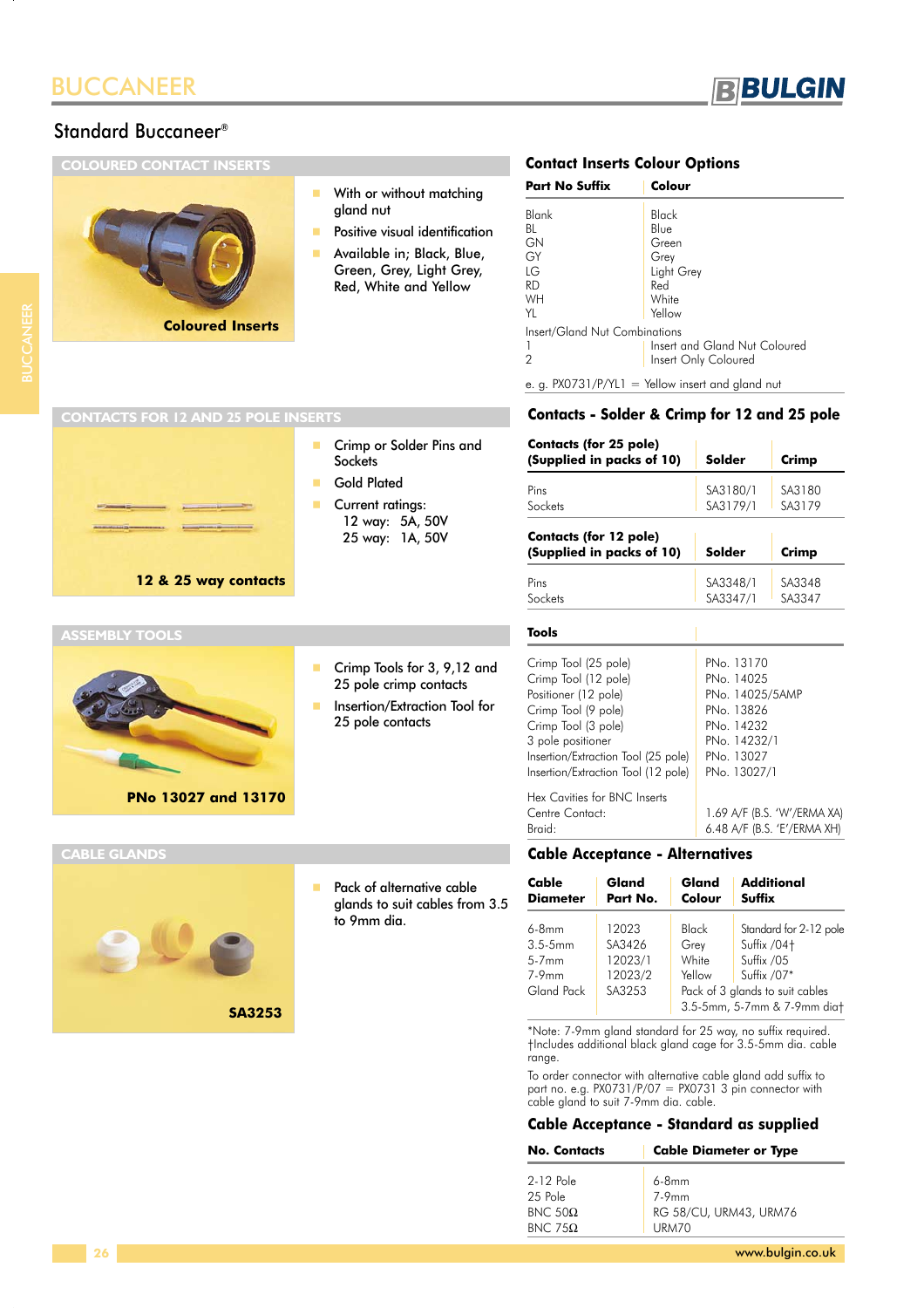# BUCCANEER

## Standard Buccaneer®

### COLOURED CONTACT INSERTS

Coloured Inserts

- With or without matching gland nut
- Positive visual identification
- Available in; Black, Blue, Green, Grey, Light Grey, Red, White and Yellow

### Contact Inserts Colour Options

| Part No Suffix | Colour |
|---|---|
| Blank | Black |
| BL | Blue |
| GN | Green |
| GY | Grey |
| LG | Light Grey |
| RD | Red |
| WH | White |
| YL | Yellow |
| Insert/Gland Nut Combinations | |
| 1 | Insert and Gland Nut Coloured |
| 2 | Insert Only Coloured |

e. g. PX0731/P/YL1 = Yellow insert and gland nut

### CONTACTS FOR 12 AND 25 POLE INSERTS

12 & 25 way contacts

- Crimp or Solder Pins and Sockets
- Gold Plated
- Current ratings:
  12 way: 5A, 50V
  25 way: 1A, 50V

### Contacts - Solder & Crimp for 12 and 25 pole

| Contacts (for 25 pole) (Supplied in packs of 10) | Solder | Crimp |
|---|---|---|
| Pins | SA3180/1 | SA3180 |
| Sockets | SA3179/1 | SA3179 |

| Contacts (for 12 pole) (Supplied in packs of 10) | Solder | Crimp |
|---|---|---|
| Pins | SA3348/1 | SA3348 |
| Sockets | SA3347/1 | SA3347 |

### ASSEMBLY TOOLS

PNo 13027 and 13170

- Crimp Tools for 3, 9,12 and 25 pole crimp contacts
- Insertion/Extraction Tool for 25 pole contacts

| Tools | |
|---|---|
| Crimp Tool (25 pole) | PNo. 13170 |
| Crimp Tool (12 pole) | PNo. 14025 |
| Positioner (12 pole) | PNo. 14025/5AMP |
| Crimp Tool (9 pole) | PNo. 13826 |
| Crimp Tool (3 pole) | PNo. 14232 |
| 3 pole positioner | PNo. 14232/1 |
| Insertion/Extraction Tool (25 pole) | PNo. 13027 |
| Insertion/Extraction Tool (12 pole) | PNo. 13027/1 |
| Hex Cavities for BNC Inserts | |
| Centre Contact: | 1.69 A/F (B.S. 'W'/ERMA XA) |
| Braid: | 6.48 A/F (B.S. 'E'/ERMA XH) |

### CABLE GLANDS

SA3253

- Pack of alternative cable glands to suit cables from 3.5 to 9mm dia.

### Cable Acceptance - Alternatives

| Cable Diameter | Gland Part No. | Gland Colour | Additional Suffix |
|---|---|---|---|
| 6-8mm | 12023 | Black | Standard for 2-12 pole |
| 3.5-5mm | SA3426 | Grey | Suffix /04† |
| 5-7mm | 12023/1 | White | Suffix /05 |
| 7-9mm | 12023/2 | Yellow | Suffix /07* |
| Gland Pack | SA3253 | Pack of 3 glands to suit cables 3.5-5mm, 5-7mm & 7-9mm dia† | |

*Note: 7-9mm gland standard for 25 way, no suffix required.
†Includes additional black gland cage for 3.5-5mm dia. cable range.

To order connector with alternative cable gland add suffix to part no. e.g. PX0731/P/07 = PX0731 3 pin connector with cable gland to suit 7-9mm dia. cable.

### Cable Acceptance - Standard as supplied

| No. Contacts | Cable Diameter or Type |
|---|---|
| 2-12 Pole | 6-8mm |
| 25 Pole | 7-9mm |
| BNC 50Ω | RG 58/CU, URM43, URM76 |
| BNC 75Ω | URM70 |

www.bulgin.co.uk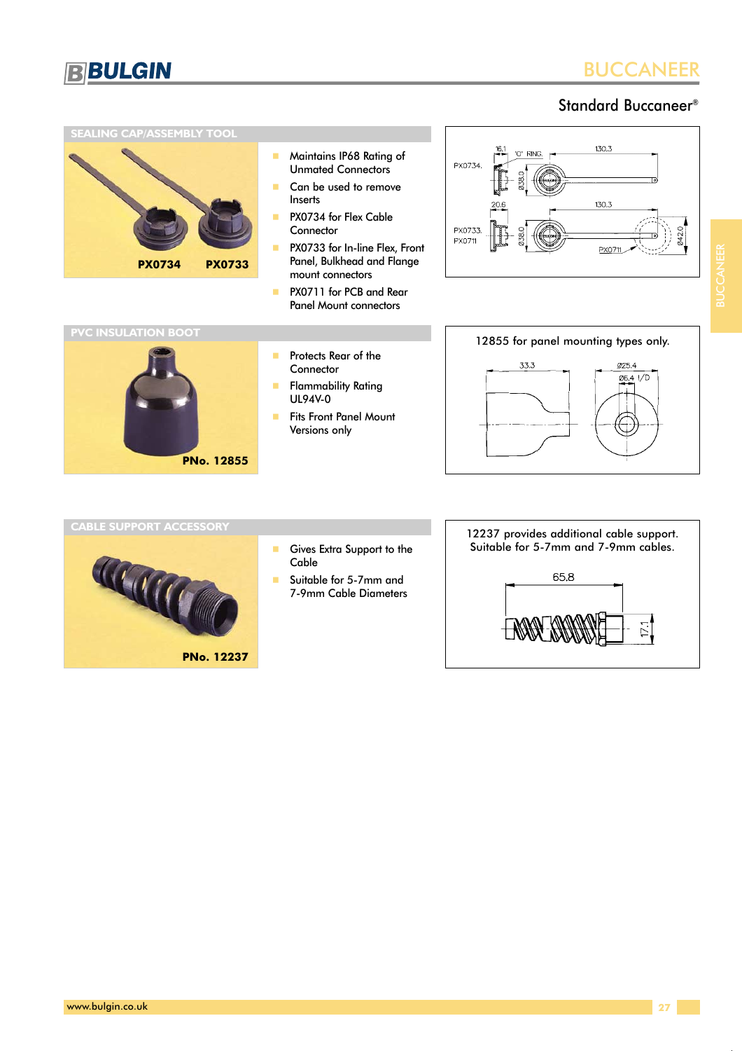## Standard Buccaneer®

### SEALING CAP/ASSEMBLY TOOL

PX0734 PX0733

- Maintains IP68 Rating of Unmated Connectors
- Can be used to remove Inserts
- PX0734 for Flex Cable Connector
- PX0733 for In-line Flex, Front Panel, Bulkhead and Flange mount connectors
- PX0711 for PCB and Rear Panel Mount connectors

PX0734. 16.1 'O' RING. 130.3 Ø38.0

PX0733. PX0711 20.6 130.3 Ø38.0 Ø42.0 PX0711

### PVC INSULATION BOOT

PNo. 12855

- Protects Rear of the Connector
- Flammability Rating UL94V-0
- Fits Front Panel Mount Versions only

12855 for panel mounting types only.

33.3 Ø25.4 Ø6.4 I/D

### CABLE SUPPORT ACCESSORY

PNo. 12237

- Gives Extra Support to the Cable
- Suitable for 5-7mm and 7-9mm Cable Diameters

12237 provides additional cable support. Suitable for 5-7mm and 7-9mm cables.

65.8 17.1

www.bulgin.co.uk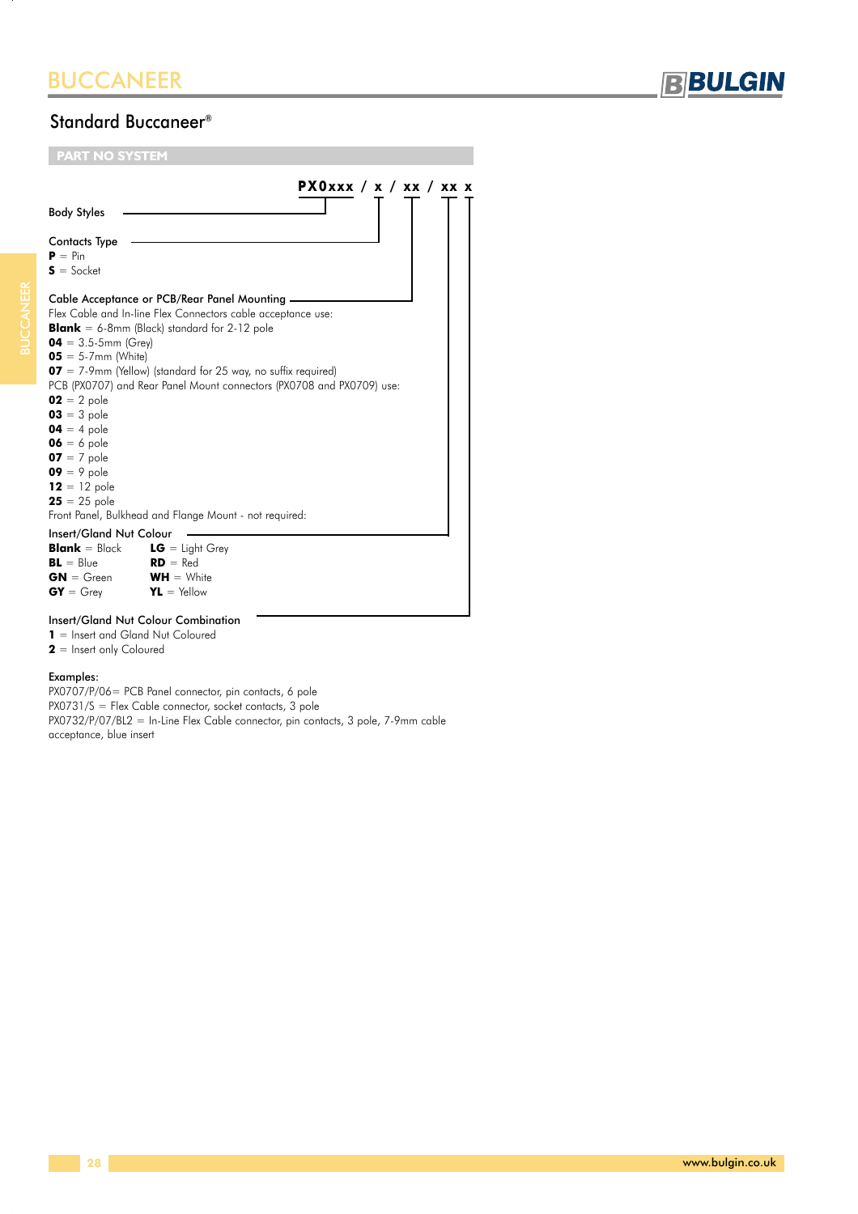## Standard Buccaneer®

### PART NO SYSTEM

**PX0xxx / x / xx / xx x**

**Body Styles**

**Contacts Type**
- **P** = Pin
- **S** = Socket

**Cable Acceptance or PCB/Rear Panel Mounting**

Flex Cable and In-line Flex Connectors cable acceptance use:
- **Blank** = 6-8mm (Black) standard for 2-12 pole
- **04** = 3.5-5mm (Grey)
- **05** = 5-7mm (White)
- **07** = 7-9mm (Yellow) (standard for 25 way, no suffix required)

PCB (PX0707) and Rear Panel Mount connectors (PX0708 and PX0709) use:
- **02** = 2 pole
- **03** = 3 pole
- **04** = 4 pole
- **06** = 6 pole
- **07** = 7 pole
- **09** = 9 pole
- **12** = 12 pole
- **25** = 25 pole

Front Panel, Bulkhead and Flange Mount - not required:

**Insert/Gland Nut Colour**

| | |
|---|---|
| **Blank** = Black | **LG** = Light Grey |
| **BL** = Blue | **RD** = Red |
| **GN** = Green | **WH** = White |
| **GY** = Grey | **YL** = Yellow |

**Insert/Gland Nut Colour Combination**
- **1** = Insert and Gland Nut Coloured
- **2** = Insert only Coloured

Examples:

PX0707/P/06= PCB Panel connector, pin contacts, 6 pole
PX0731/S = Flex Cable connector, socket contacts, 3 pole
PX0732/P/07/BL2 = In-Line Flex Cable connector, pin contacts, 3 pole, 7-9mm cable acceptance, blue insert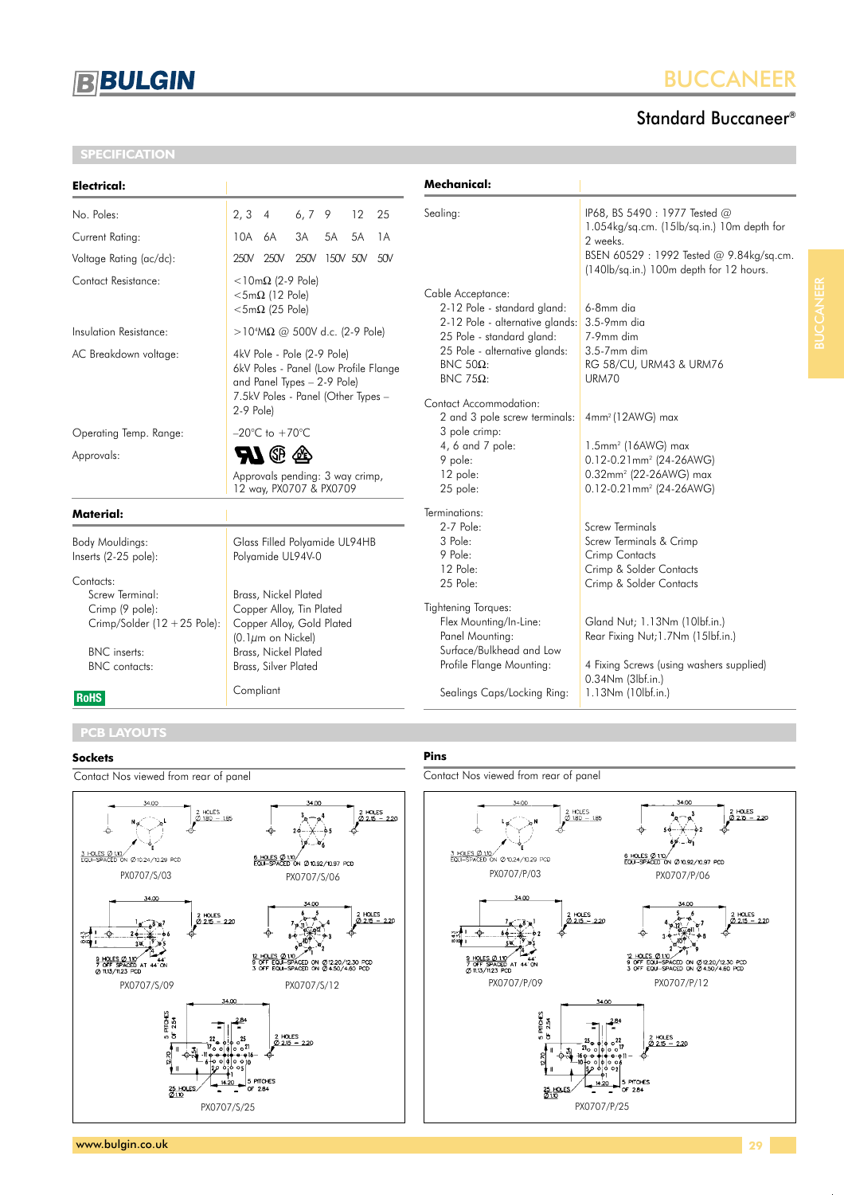# Standard Buccaneer®

## SPECIFICATION

### Electrical:

| | | | | | | |
|---|---|---|---|---|---|---|
| No. Poles: | 2, 3 | 4 | 6, 7 | 9 | 12 | 25 |
| Current Rating: | 10A | 6A | 3A | 5A | 5A | 1A |
| Voltage Rating (ac/dc): | 250V | 250V | 250V | 150V | 50V | 50V |

| | |
|---|---|
| Contact Resistance: | <10mΩ (2-9 Pole)<br><5mΩ (12 Pole)<br><5mΩ (25 Pole) |
| Insulation Resistance: | >10⁴MΩ @ 500V d.c. (2-9 Pole) |
| AC Breakdown voltage: | 4kV Pole - Pole (2-9 Pole)<br>6kV Poles - Panel (Low Profile Flange and Panel Types – 2-9 Pole)<br>7.5kV Poles - Panel (Other Types – 2-9 Pole) |
| Operating Temp. Range: | –20°C to +70°C |
| Approvals: | Approvals pending: 3 way crimp, 12 way, PX0707 & PX0709 |

### Material:

| | |
|---|---|
| Body Mouldings: | Glass Filled Polyamide UL94HB |
| Inserts (2-25 pole): | Polyamide UL94V-0 |
| Contacts: | |
| Screw Terminal: | Brass, Nickel Plated |
| Crimp (9 pole): | Copper Alloy, Tin Plated |
| Crimp/Solder (12+25 Pole): | Copper Alloy, Gold Plated (0.1µm on Nickel) |
| BNC inserts: | Brass, Nickel Plated |
| BNC contacts: | Brass, Silver Plated |
| RoHS | Compliant |

### Mechanical:

| | |
|---|---|
| Sealing: | IP68, BS 5490 : 1977 Tested @ 1.054kg/sq.cm. (15lb/sq.in.) 10m depth for 2 weeks.<br>BSEN 60529 : 1992 Tested @ 9.84kg/sq.cm. (140lb/sq.in.) 100m depth for 12 hours. |
| Cable Acceptance: | |
| 2-12 Pole - standard gland: | 6-8mm dia |
| 2-12 Pole - alternative glands: | 3.5-9mm dia |
| 25 Pole - standard gland: | 7-9mm dim |
| 25 Pole - alternative glands: | 3.5-7mm dim |
| BNC 50Ω: | RG 58/CU, URM43 & URM76 |
| BNC 75Ω: | URM70 |
| Contact Accommodation: | |
| 2 and 3 pole screw terminals: | 4mm² (12AWG) max |
| 3 pole crimp: | |
| 4, 6 and 7 pole: | 1.5mm² (16AWG) max |
| 9 pole: | 0.12-0.21mm² (24-26AWG) |
| 12 pole: | 0.32mm² (22-26AWG) max |
| 25 pole: | 0.12-0.21mm² (24-26AWG) |
| Terminations: | |
| 2-7 Pole: | Screw Terminals |
| 3 Pole: | Screw Terminals & Crimp |
| 9 Pole: | Crimp Contacts |
| 12 Pole: | Crimp & Solder Contacts |
| 25 Pole: | Crimp & Solder Contacts |
| Tightening Torques: | |
| Flex Mounting/In-Line: | Gland Nut; 1.13Nm (10lbf.in.) |
| Panel Mounting: | Rear Fixing Nut;1.7Nm (15lbf.in.) |
| Surface/Bulkhead and Low Profile Flange Mounting: | 4 Fixing Screws (using washers supplied) 0.34Nm (3lbf.in.) |
| Sealings Caps/Locking Ring: | 1.13Nm (10lbf.in.) |

## PCB LAYOUTS

### Sockets

Contact Nos viewed from rear of panel

PX0707/S/03 — 34.00; 2 HOLES Ø 1.80 – 1.85; 3 HOLES Ø 1.10 EQUI-SPACED ON Ø 10.24/10.29 PCD

PX0707/S/06 — 34.00; 2 HOLES Ø 2.15 – 2.20; 6 HOLES Ø 1.10 EQUI-SPACED ON Ø 10.92/10.97 PCD

PX0707/S/09 — 34.00; 2 HOLES Ø 2.15 – 2.20; 9 HOLES Ø 1.10 7 OFF SPACED AT 44° ON Ø 11.13/11.23 PCD

PX0707/S/12 — 34.00; 2 HOLES Ø 2.15 – 2.20; 12 HOLES Ø 1.10 9 OFF EQUI-SPACED ON Ø 12.20/12.30 PCD 3 OFF EQUI-SPACED ON Ø 4.50/4.60 PCD

PX0707/S/25 — 34.00; 2.84; 2 HOLES Ø 2.15 – 2.20; 5 PITCHES OF 2.54; 12.70; 14.20; 5 PITCHES OF 2.84; 25 HOLES Ø 1.10

### Pins

Contact Nos viewed from rear of panel

PX0707/P/03 — 34.00; 2 HOLES Ø 1.80 – 1.85; 3 HOLES Ø 1.10 EQUI-SPACED ON Ø 10.24/10.29 PCD

PX0707/P/06 — 34.00; 2 HOLES Ø 2.15 – 2.20; 6 HOLES Ø 1.10 EQUI-SPACED ON Ø 10.92/10.97 PCD

PX0707/P/09 — 34.00; 2 HOLES Ø 2.15 – 2.20; 9 HOLES Ø 1.10 7 OFF SPACED AT 44° ON Ø 11.13/11.23 PCD

PX0707/P/12 — 34.00; 2 HOLES Ø 2.15 – 2.20; 12 HOLES Ø 1.10 9 OFF EQUI-SPACED ON Ø 12.20/12.30 PCD 3 OFF EQUI-SPACED ON Ø 4.50/4.60 PCD

PX0707/P/25 — 34.00; 2.84; 2 HOLES Ø 2.15 – 2.20; 5 PITCHES OF 2.54; 12.70; 14.20; 5 PITCHES OF 2.84; 25 HOLES Ø 1.10

www.bulgin.co.uk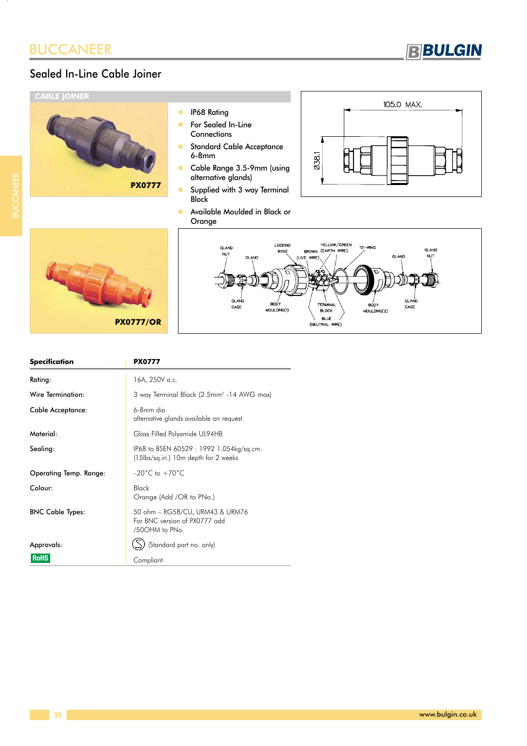# BUCCANEER

## Sealed In-Line Cable Joiner

### CABLE JOINER

PX0777

PX0777/OR

- IP68 Rating
- For Sealed In-Line Connections
- Standard Cable Acceptance 6-8mm
- Cable Range 3.5-9mm (using alternative glands)
- Supplied with 3 way Terminal Block
- Available Moulded in Black or Orange

105.0 MAX.

Ø38.1

GLAND NUT
GLAND
LOCKING RING
BROWN (LIVE WIRE)
YELLOW/GREEN (EARTH WIRE)
"O"-RING
GLAND
GLAND NUT
GLAND CAGE
BODY MOULDING(1)
TERMINAL BLOCK
BLUE (NEUTRAL WIRE)
BODY MOULDING(2)
GLAND CAGE

| Specification | PX0777 |
|---|---|
| Rating: | 16A, 250V a.c. |
| Wire Termination: | 3 way Terminal Block (2.5mm² -14 AWG max) |
| Cable Acceptance: | 6-8mm dia<br>alternative glands available on request |
| Material: | Glass Filled Polyamide UL94HB |
| Sealing: | IP68 to BSEN 60529 : 1992 1.054kg/sq.cm. (15lbs/sq.in.) 10m depth for 2 weeks |
| Operating Temp. Range: | –20°C to +70°C |
| Colour: | Black<br>Orange (Add /OR to PNo.) |
| BNC Cable Types: | 50 ohm – RG58/CU, URM43 & URM76<br>For BNC version of PX0777 add /50OHM to PNo. |
| Approvals: | (Standard part no. only) |
| RoHS | Compliant |